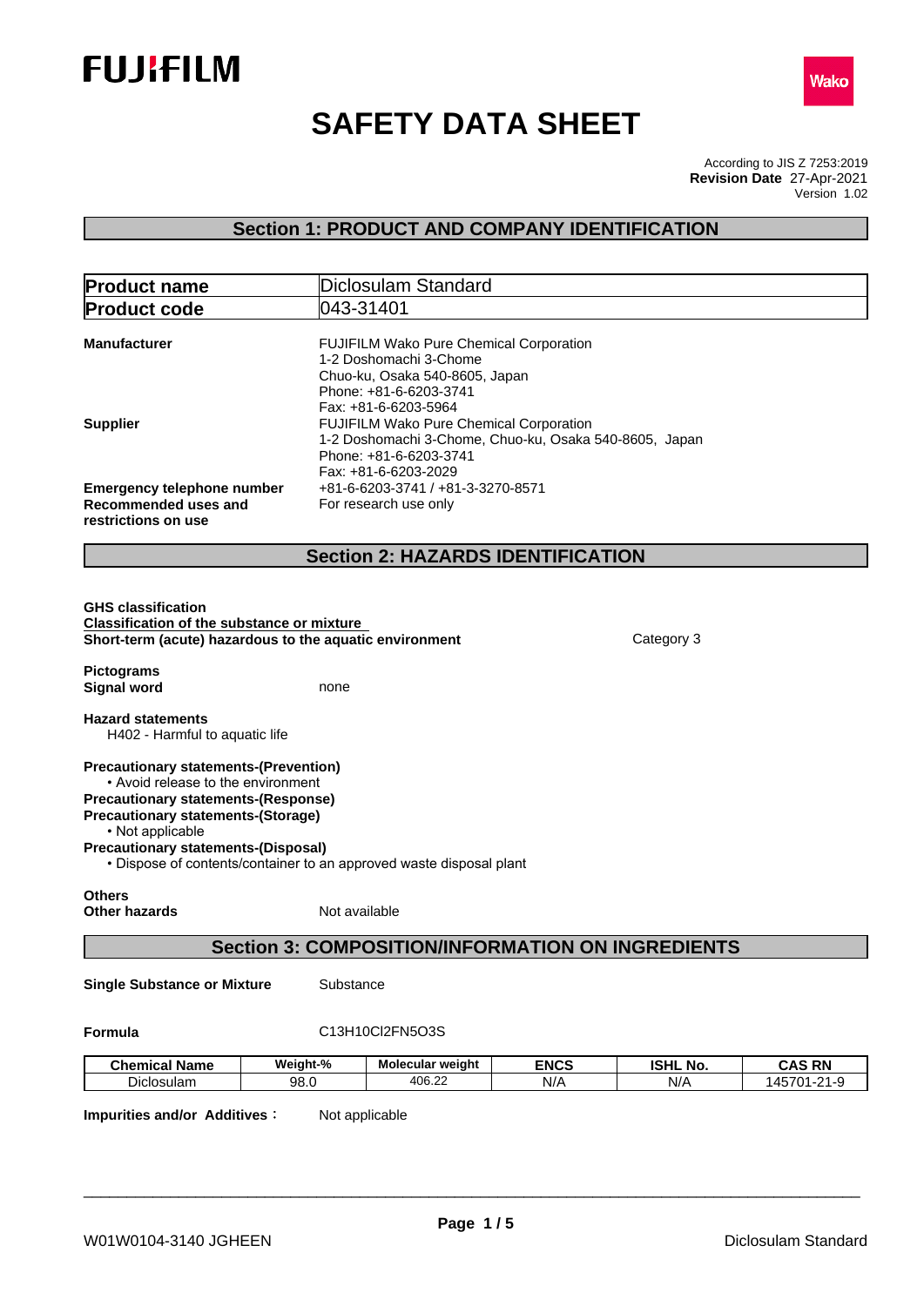FUJIFILM

Wako

# SAFETY DATA SHEET

According to JIS Z 7253:2019
**Revision Date** 27-Apr-2021
Version 1.02

## Section 1: PRODUCT AND COMPANY IDENTIFICATION

| **Product name** | Diclosulam Standard |
|---|---|
| **Product code** | 043-31401 |

**Manufacturer**
FUJIFILM Wako Pure Chemical Corporation
1-2 Doshomachi 3-Chome
Chuo-ku, Osaka 540-8605, Japan
Phone: +81-6-6203-3741
Fax: +81-6-6203-5964

**Supplier**
FUJIFILM Wako Pure Chemical Corporation
1-2 Doshomachi 3-Chome, Chuo-ku, Osaka 540-8605, Japan
Phone: +81-6-6203-3741
Fax: +81-6-6203-2029

**Emergency telephone number** +81-6-6203-3741 / +81-3-3270-8571

**Recommended uses and restrictions on use** For research use only

## Section 2: HAZARDS IDENTIFICATION

**GHS classification**
**Classification of the substance or mixture**
**Short-term (acute) hazardous to the aquatic environment** Category 3

**Pictograms**
**Signal word** none

**Hazard statements**
H402 - Harmful to aquatic life

**Precautionary statements-(Prevention)**
• Avoid release to the environment
**Precautionary statements-(Response)**
**Precautionary statements-(Storage)**
• Not applicable
**Precautionary statements-(Disposal)**
• Dispose of contents/container to an approved waste disposal plant

**Others**
**Other hazards** Not available

## Section 3: COMPOSITION/INFORMATION ON INGREDIENTS

**Single Substance or Mixture** Substance

**Formula** $C_{13}H_{10}Cl_2FN_5O_3S$

| Chemical Name | Weight-% | Molecular weight | ENCS | ISHL No. | CAS RN |
|---|---|---|---|---|---|
| Diclosulam | 98.0 | 406.22 | N/A | N/A | 145701-21-9 |

**Impurities and/or Additives**： Not applicable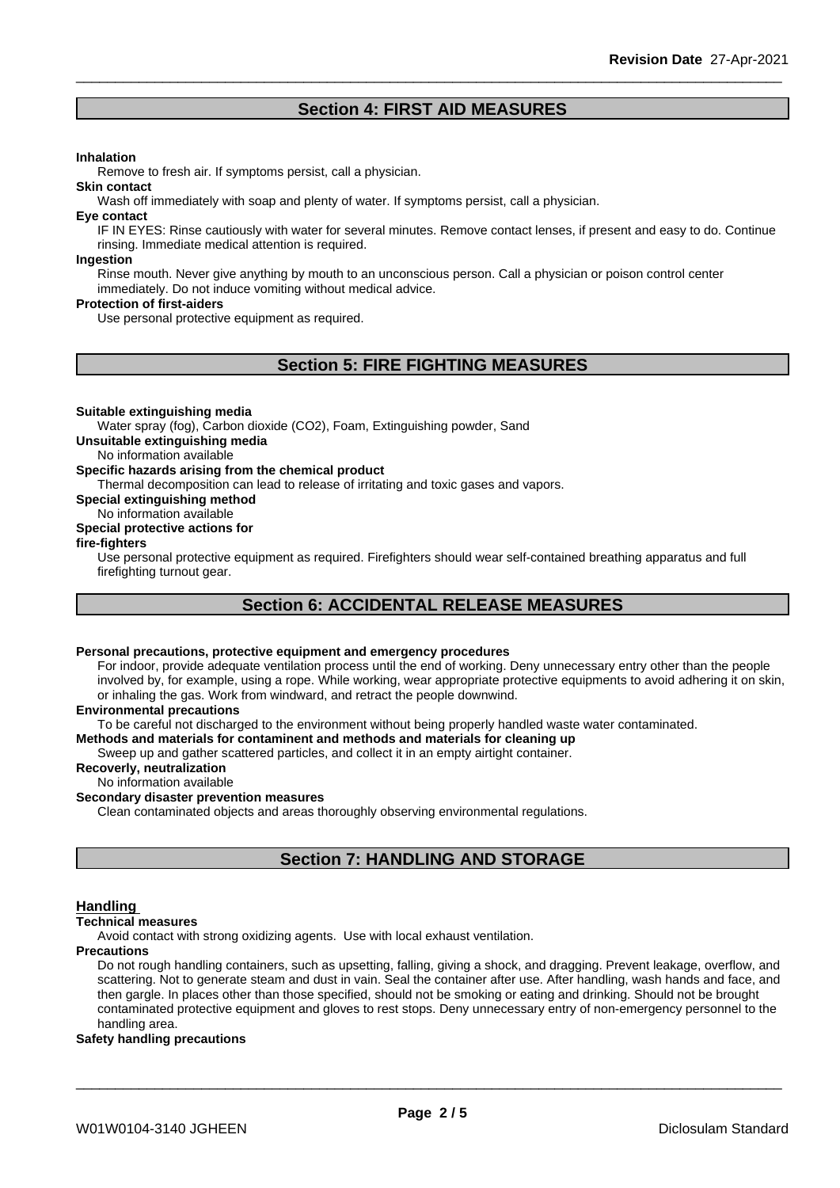## Section 4: FIRST AID MEASURES

**Inhalation**

Remove to fresh air. If symptoms persist, call a physician.

**Skin contact**

Wash off immediately with soap and plenty of water. If symptoms persist, call a physician.

**Eye contact**

IF IN EYES: Rinse cautiously with water for several minutes. Remove contact lenses, if present and easy to do. Continue rinsing. Immediate medical attention is required.

**Ingestion**

Rinse mouth. Never give anything by mouth to an unconscious person. Call a physician or poison control center immediately. Do not induce vomiting without medical advice.

**Protection of first-aiders**

Use personal protective equipment as required.

## Section 5: FIRE FIGHTING MEASURES

**Suitable extinguishing media**

Water spray (fog), Carbon dioxide ($CO_2$), Foam, Extinguishing powder, Sand

**Unsuitable extinguishing media**

No information available

**Specific hazards arising from the chemical product**

Thermal decomposition can lead to release of irritating and toxic gases and vapors.

**Special extinguishing method**

No information available

**Special protective actions for fire-fighters**

Use personal protective equipment as required. Firefighters should wear self-contained breathing apparatus and full firefighting turnout gear.

## Section 6: ACCIDENTAL RELEASE MEASURES

**Personal precautions, protective equipment and emergency procedures**

For indoor, provide adequate ventilation process until the end of working. Deny unnecessary entry other than the people involved by, for example, using a rope. While working, wear appropriate protective equipments to avoid adhering it on skin, or inhaling the gas. Work from windward, and retract the people downwind.

**Environmental precautions**

To be careful not discharged to the environment without being properly handled waste water contaminated.

**Methods and materials for contaminent and methods and materials for cleaning up**

Sweep up and gather scattered particles, and collect it in an empty airtight container.

**Recoverly, neutralization**

No information available

**Secondary disaster prevention measures**

Clean contaminated objects and areas thoroughly observing environmental regulations.

## Section 7: HANDLING AND STORAGE

### Handling

**Technical measures**

Avoid contact with strong oxidizing agents. Use with local exhaust ventilation.

**Precautions**

Do not rough handling containers, such as upsetting, falling, giving a shock, and dragging. Prevent leakage, overflow, and scattering. Not to generate steam and dust in vain. Seal the container after use. After handling, wash hands and face, and then gargle. In places other than those specified, should not be smoking or eating and drinking. Should not be brought contaminated protective equipment and gloves to rest stops. Deny unnecessary entry of non-emergency personnel to the handling area.

**Safety handling precautions**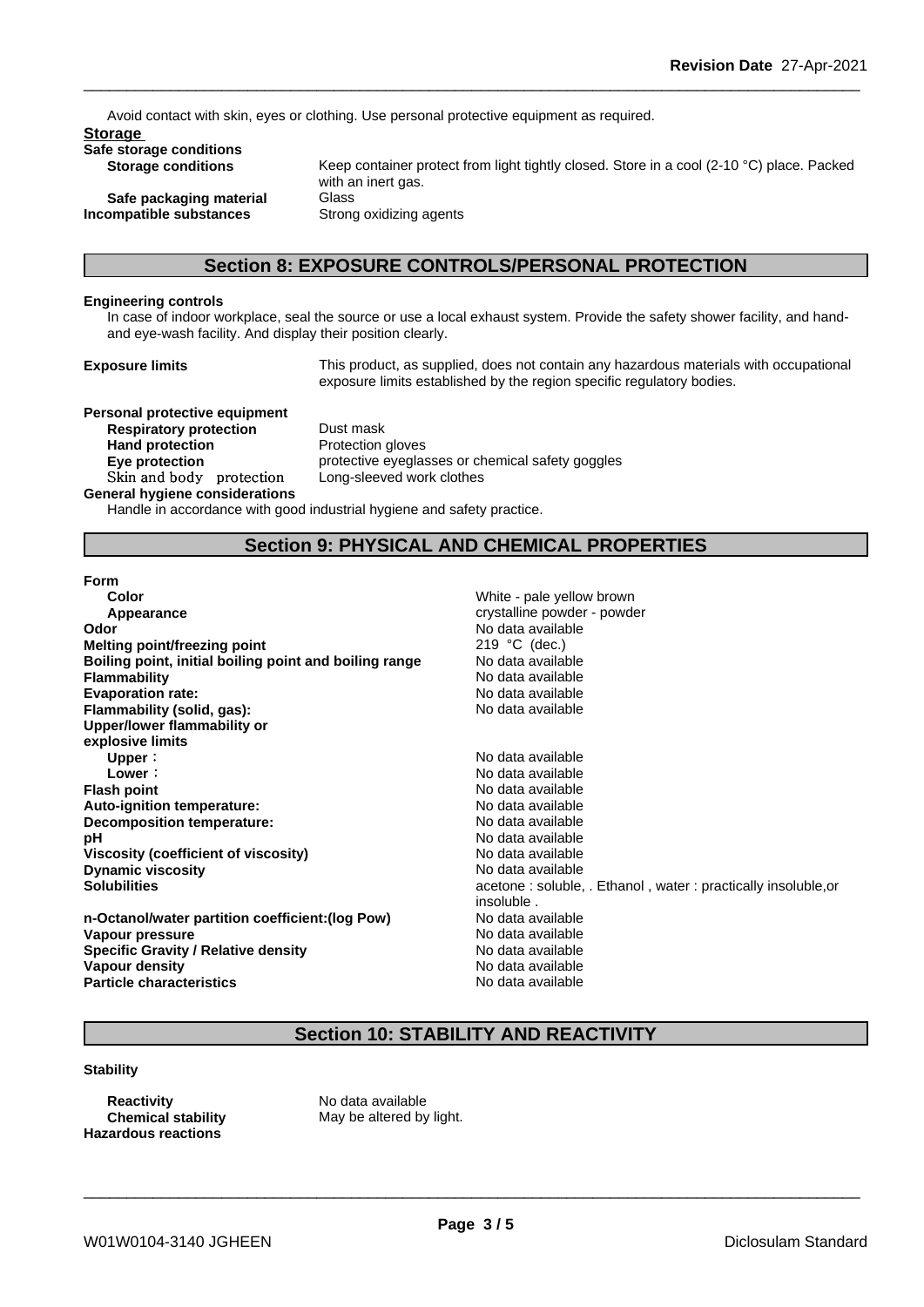Avoid contact with skin, eyes or clothing. Use personal protective equipment as required.

**Storage**

**Safe storage conditions**

| | |
|---|---|
| **Storage conditions** | Keep container protect from light tightly closed. Store in a cool (2-10 °C) place. Packed with an inert gas. |
| **Safe packaging material** | Glass |
| **Incompatible substances** | Strong oxidizing agents |

## Section 8: EXPOSURE CONTROLS/PERSONAL PROTECTION

**Engineering controls**

In case of indoor workplace, seal the source or use a local exhaust system. Provide the safety shower facility, and hand- and eye-wash facility. And display their position clearly.

**Exposure limits** This product, as supplied, does not contain any hazardous materials with occupational exposure limits established by the region specific regulatory bodies.

**Personal protective equipment**

| | |
|---|---|
| **Respiratory protection** | Dust mask |
| **Hand protection** | Protection gloves |
| **Eye protection** | protective eyeglasses or chemical safety goggles |
| Skin and body protection | Long-sleeved work clothes |

**General hygiene considerations**

Handle in accordance with good industrial hygiene and safety practice.

## Section 9: PHYSICAL AND CHEMICAL PROPERTIES

**Form**

| | |
|---|---|
| **Color** | White - pale yellow brown |
| **Appearance** | crystalline powder - powder |
| **Odor** | No data available |
| **Melting point/freezing point** | 219 °C (dec.) |
| **Boiling point, initial boiling point and boiling range** | No data available |
| **Flammability** | No data available |
| **Evaporation rate:** | No data available |
| **Flammability (solid, gas):** | No data available |
| **Upper/lower flammability or explosive limits** | |
| **Upper**： | No data available |
| **Lower**： | No data available |
| **Flash point** | No data available |
| **Auto-ignition temperature:** | No data available |
| **Decomposition temperature:** | No data available |
| **pH** | No data available |
| **Viscosity (coefficient of viscosity)** | No data available |
| **Dynamic viscosity** | No data available |
| **Solubilities** | acetone : soluble, . Ethanol , water : practically insoluble,or insoluble . |
| **n-Octanol/water partition coefficient:(log Pow)** | No data available |
| **Vapour pressure** | No data available |
| **Specific Gravity / Relative density** | No data available |
| **Vapour density** | No data available |
| **Particle characteristics** | No data available |

## Section 10: STABILITY AND REACTIVITY

**Stability**

| | |
|---|---|
| **Reactivity** | No data available |
| **Chemical stability** | May be altered by light. |
| **Hazardous reactions** | |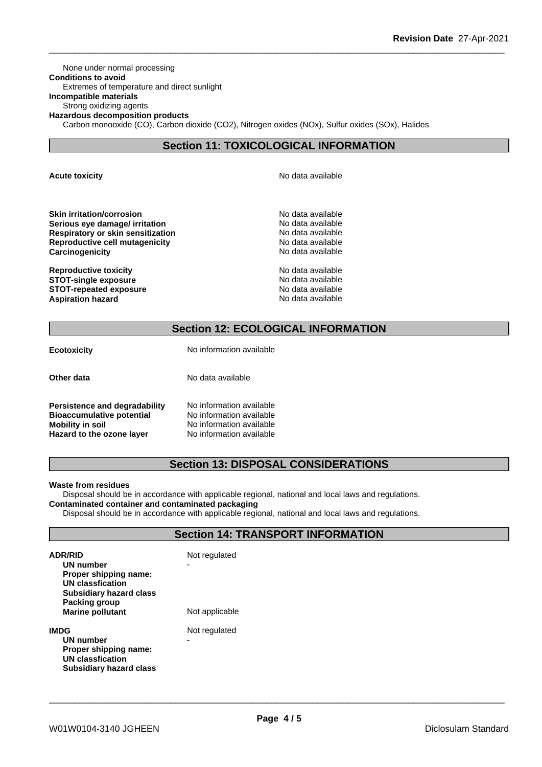None under normal processing

**Conditions to avoid**

Extremes of temperature and direct sunlight

**Incompatible materials**

Strong oxidizing agents

**Hazardous decomposition products**

Carbon monooxide (CO), Carbon dioxide ($CO_2$), Nitrogen oxides ($NO_x$), Sulfur oxides ($SO_x$), Halides

## Section 11: TOXICOLOGICAL INFORMATION

| | |
|---|---|
| **Acute toxicity** | No data available |
| **Skin irritation/corrosion** | No data available |
| **Serious eye damage/ irritation** | No data available |
| **Respiratory or skin sensitization** | No data available |
| **Reproductive cell mutagenicity** | No data available |
| **Carcinogenicity** | No data available |
| **Reproductive toxicity** | No data available |
| **STOT-single exposure** | No data available |
| **STOT-repeated exposure** | No data available |
| **Aspiration hazard** | No data available |

## Section 12: ECOLOGICAL INFORMATION

| | |
|---|---|
| **Ecotoxicity** | No information available |
| **Other data** | No data available |
| **Persistence and degradability** | No information available |
| **Bioaccumulative potential** | No information available |
| **Mobility in soil** | No information available |
| **Hazard to the ozone layer** | No information available |

## Section 13: DISPOSAL CONSIDERATIONS

**Waste from residues**

Disposal should be in accordance with applicable regional, national and local laws and regulations.

**Contaminated container and contaminated packaging**

Disposal should be in accordance with applicable regional, national and local laws and regulations.

## Section 14: TRANSPORT INFORMATION

| | |
|---|---|
| **ADR/RID** | Not regulated |
| **UN number** | - |
| **Proper shipping name:** | |
| **UN classfication** | |
| **Subsidiary hazard class** | |
| **Packing group** | |
| **Marine pollutant** | Not applicable |

| | |
|---|---|
| **IMDG** | Not regulated |
| **UN number** | - |
| **Proper shipping name:** | |
| **UN classfication** | |
| **Subsidiary hazard class** | |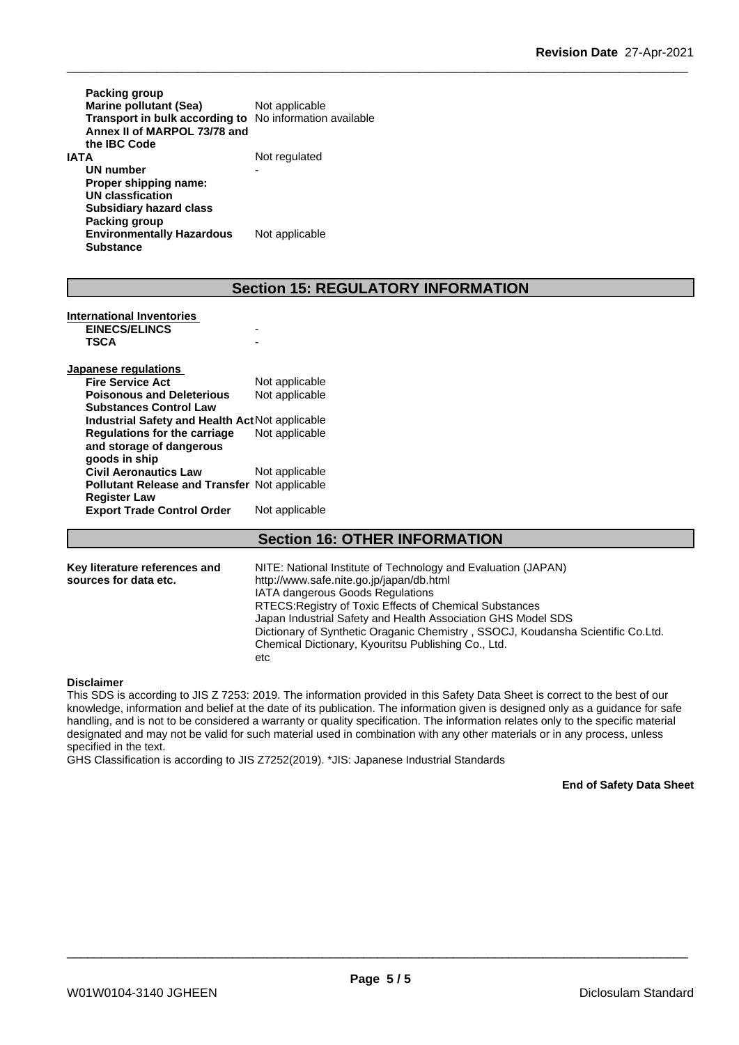| | |
|---|---|
| **Packing group** | |
| **Marine pollutant (Sea)** | Not applicable |
| **Transport in bulk according to Annex II of MARPOL 73/78 and the IBC Code** | No information available |

| | |
|---|---|
| **IATA** | Not regulated |
| **UN number** | - |
| **Proper shipping name:** | |
| **UN classfication** | |
| **Subsidiary hazard class** | |
| **Packing group** | |
| **Environmentally Hazardous Substance** | Not applicable |

## Section 15: REGULATORY INFORMATION

**International Inventories**

| | |
|---|---|
| **EINECS/ELINCS** | - |
| **TSCA** | - |

**Japanese regulations**

| | |
|---|---|
| **Fire Service Act** | Not applicable |
| **Poisonous and Deleterious Substances Control Law** | Not applicable |
| **Industrial Safety and Health Act** | Not applicable |
| **Regulations for the carriage and storage of dangerous goods in ship** | Not applicable |
| **Civil Aeronautics Law** | Not applicable |
| **Pollutant Release and Transfer Register Law** | Not applicable |
| **Export Trade Control Order** | Not applicable |

## Section 16: OTHER INFORMATION

**Key literature references and sources for data etc.**

NITE: National Institute of Technology and Evaluation (JAPAN)
http://www.safe.nite.go.jp/japan/db.html
IATA dangerous Goods Regulations
RTECS:Registry of Toxic Effects of Chemical Substances
Japan Industrial Safety and Health Association GHS Model SDS
Dictionary of Synthetic Oraganic Chemistry , SSOCJ, Koudansha Scientific Co.Ltd.
Chemical Dictionary, Kyouritsu Publishing Co., Ltd.
etc

**Disclaimer**

This SDS is according to JIS Z 7253: 2019. The information provided in this Safety Data Sheet is correct to the best of our knowledge, information and belief at the date of its publication. The information given is designed only as a guidance for safe handling, and is not to be considered a warranty or quality specification. The information relates only to the specific material designated and may not be valid for such material used in combination with any other materials or in any process, unless specified in the text.

GHS Classification is according to JIS Z7252(2019). *JIS: Japanese Industrial Standards

**End of Safety Data Sheet**